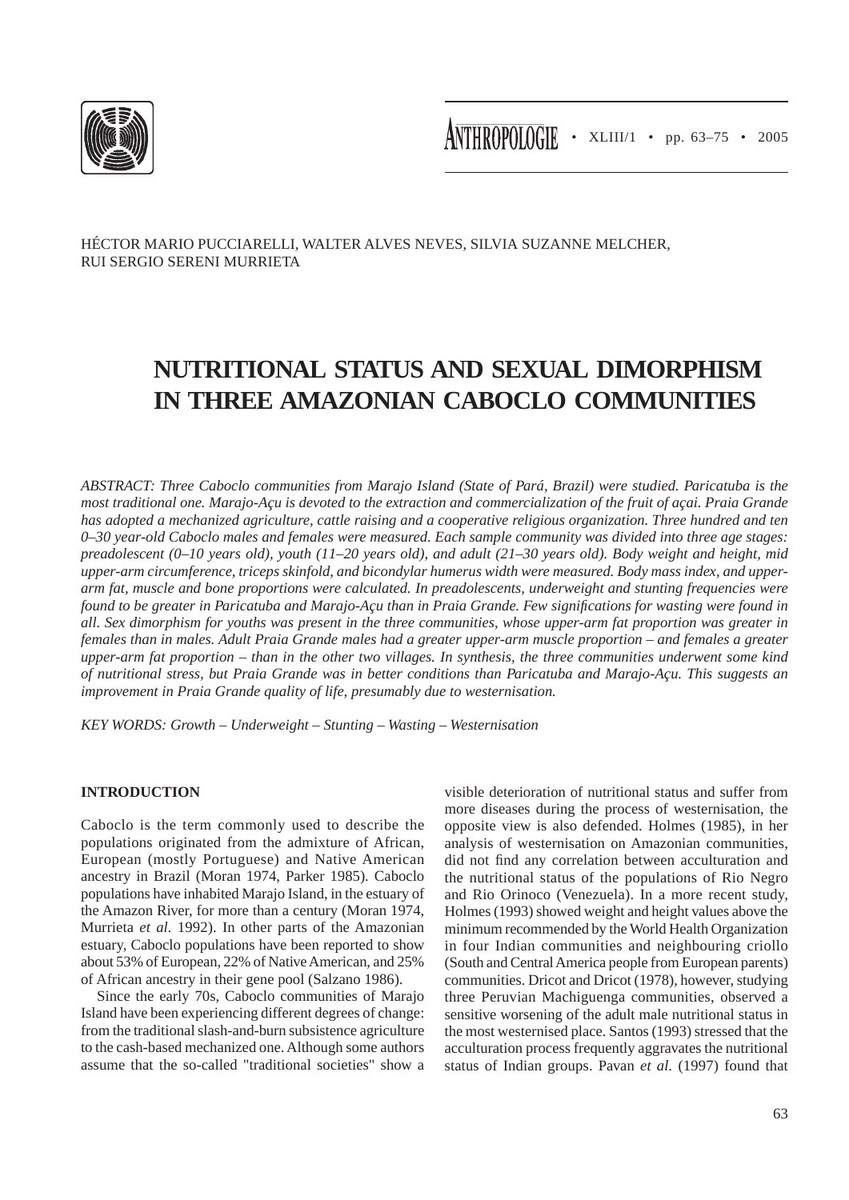HÉCTOR MARIO PUCCIARELLI, WALTER ALVES NEVES, SILVIA SUZANNE MELCHER, RUI SERGIO SERENI MURRIETA

# NUTRITIONAL STATUS AND SEXUAL DIMORPHISM IN THREE AMAZONIAN CABOCLO COMMUNITIES

*ABSTRACT: Three Caboclo communities from Marajo Island (State of Pará, Brazil) were studied. Paricatuba is the most traditional one. Marajo-Açu is devoted to the extraction and commercialization of the fruit of açai. Praia Grande has adopted a mechanized agriculture, cattle raising and a cooperative religious organization. Three hundred and ten 0–30 year-old Caboclo males and females were measured. Each sample community was divided into three age stages: preadolescent (0–10 years old), youth (11–20 years old), and adult (21–30 years old). Body weight and height, mid upper-arm circumference, triceps skinfold, and bicondylar humerus width were measured. Body mass index, and upper-arm fat, muscle and bone proportions were calculated. In preadolescents, underweight and stunting frequencies were found to be greater in Paricatuba and Marajo-Açu than in Praia Grande. Few significations for wasting were found in all. Sex dimorphism for youths was present in the three communities, whose upper-arm fat proportion was greater in females than in males. Adult Praia Grande males had a greater upper-arm muscle proportion – and females a greater upper-arm fat proportion – than in the other two villages. In synthesis, the three communities underwent some kind of nutritional stress, but Praia Grande was in better conditions than Paricatuba and Marajo-Açu. This suggests an improvement in Praia Grande quality of life, presumably due to westernisation.*

*KEY WORDS: Growth – Underweight – Stunting – Wasting – Westernisation*

## INTRODUCTION

Caboclo is the term commonly used to describe the populations originated from the admixture of African, European (mostly Portuguese) and Native American ancestry in Brazil (Moran 1974, Parker 1985). Caboclo populations have inhabited Marajo Island, in the estuary of the Amazon River, for more than a century (Moran 1974, Murrieta *et al.* 1992). In other parts of the Amazonian estuary, Caboclo populations have been reported to show about 53% of European, 22% of Native American, and 25% of African ancestry in their gene pool (Salzano 1986).

Since the early 70s, Caboclo communities of Marajo Island have been experiencing different degrees of change: from the traditional slash-and-burn subsistence agriculture to the cash-based mechanized one. Although some authors assume that the so-called "traditional societies" show a visible deterioration of nutritional status and suffer from more diseases during the process of westernisation, the opposite view is also defended. Holmes (1985), in her analysis of westernisation on Amazonian communities, did not find any correlation between acculturation and the nutritional status of the populations of Rio Negro and Rio Orinoco (Venezuela). In a more recent study, Holmes (1993) showed weight and height values above the minimum recommended by the World Health Organization in four Indian communities and neighbouring criollo (South and Central America people from European parents) communities. Dricot and Dricot (1978), however, studying three Peruvian Machiguenga communities, observed a sensitive worsening of the adult male nutritional status in the most westernised place. Santos (1993) stressed that the acculturation process frequently aggravates the nutritional status of Indian groups. Pavan *et al*. (1997) found that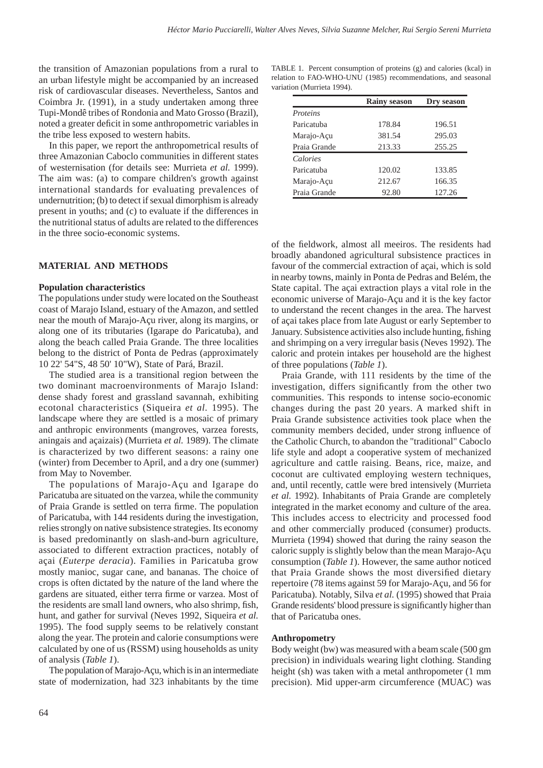the transition of Amazonian populations from a rural to an urban lifestyle might be accompanied by an increased risk of cardiovascular diseases. Nevertheless, Santos and Coimbra Jr. (1991), in a study undertaken among three Tupi-Mondê tribes of Rondonia and Mato Grosso (Brazil), noted a greater deficit in some anthropometric variables in the tribe less exposed to western habits.

In this paper, we report the anthropometrical results of three Amazonian Caboclo communities in different states of westernisation (for details see: Murrieta *et al.* 1999). The aim was: (a) to compare children's growth against international standards for evaluating prevalences of undernutrition; (b) to detect if sexual dimorphism is already present in youths; and (c) to evaluate if the differences in the nutritional status of adults are related to the differences in the three socio-economic systems.

TABLE 1. Percent consumption of proteins (g) and calories (kcal) in relation to FAO-WHO-UNU (1985) recommendations, and seasonal variation (Murrieta 1994).

| | Rainy season | Dry season |
|---|---|---|
| *Proteins* | | |
| Paricatuba | 178.84 | 196.51 |
| Marajo-Açu | 381.54 | 295.03 |
| Praia Grande | 213.33 | 255.25 |
| *Calories* | | |
| Paricatuba | 120.02 | 133.85 |
| Marajo-Açu | 212.67 | 166.35 |
| Praia Grande | 92.80 | 127.26 |

## MATERIAL AND METHODS

### Population characteristics

The populations under study were located on the Southeast coast of Marajo Island, estuary of the Amazon, and settled near the mouth of Marajo-Açu river, along its margins, or along one of its tributaries (Igarape do Paricatuba), and along the beach called Praia Grande. The three localities belong to the district of Ponta de Pedras (approximately 10 22' 54"S, 48 50' 10"W), State of Pará, Brazil.

The studied area is a transitional region between the two dominant macroenvironments of Marajo Island: dense shady forest and grassland savannah, exhibiting ecotonal characteristics (Siqueira *et al*. 1995). The landscape where they are settled is a mosaic of primary and anthropic environments (mangroves, varzea forests, aningais and açaizais) (Murrieta *et al.* 1989). The climate is characterized by two different seasons: a rainy one (winter) from December to April, and a dry one (summer) from May to November.

The populations of Marajo-Açu and Igarape do Paricatuba are situated on the varzea, while the community of Praia Grande is settled on terra firme. The population of Paricatuba, with 144 residents during the investigation, relies strongly on native subsistence strategies. Its economy is based predominantly on slash-and-burn agriculture, associated to different extraction practices, notably of açai (*Euterpe deracia*). Families in Paricatuba grow mostly manioc, sugar cane, and bananas. The choice of crops is often dictated by the nature of the land where the gardens are situated, either terra firme or varzea. Most of the residents are small land owners, who also shrimp, fish, hunt, and gather for survival (Neves 1992, Siqueira *et al.* 1995). The food supply seems to be relatively constant along the year. The protein and calorie consumptions were calculated by one of us (RSSM) using households as unity of analysis (*Table 1*).

The population of Marajo-Açu, which is in an intermediate state of modernization, had 323 inhabitants by the time of the fieldwork, almost all meeiros. The residents had broadly abandoned agricultural subsistence practices in favour of the commercial extraction of açai, which is sold in nearby towns, mainly in Ponta de Pedras and Belém, the State capital. The açai extraction plays a vital role in the economic universe of Marajo-Açu and it is the key factor to understand the recent changes in the area. The harvest of açai takes place from late August or early September to January. Subsistence activities also include hunting, fishing and shrimping on a very irregular basis (Neves 1992). The caloric and protein intakes per household are the highest of three populations (*Table 1*).

Praia Grande, with 111 residents by the time of the investigation, differs significantly from the other two communities. This responds to intense socio-economic changes during the past 20 years. A marked shift in Praia Grande subsistence activities took place when the community members decided, under strong influence of the Catholic Church, to abandon the "traditional" Caboclo life style and adopt a cooperative system of mechanized agriculture and cattle raising. Beans, rice, maize, and coconut are cultivated employing western techniques, and, until recently, cattle were bred intensively (Murrieta *et al.* 1992). Inhabitants of Praia Grande are completely integrated in the market economy and culture of the area. This includes access to electricity and processed food and other commercially produced (consumer) products. Murrieta (1994) showed that during the rainy season the caloric supply is slightly below than the mean Marajo-Açu consumption (*Table 1*). However, the same author noticed that Praia Grande shows the most diversified dietary repertoire (78 items against 59 for Marajo-Açu, and 56 for Paricatuba). Notably, Silva *et al.* (1995) showed that Praia Grande residents' blood pressure is significantly higher than that of Paricatuba ones.

### Anthropometry

Body weight (bw) was measured with a beam scale (500 gm precision) in individuals wearing light clothing. Standing height (sh) was taken with a metal anthropometer (1 mm precision). Mid upper-arm circumference (MUAC) was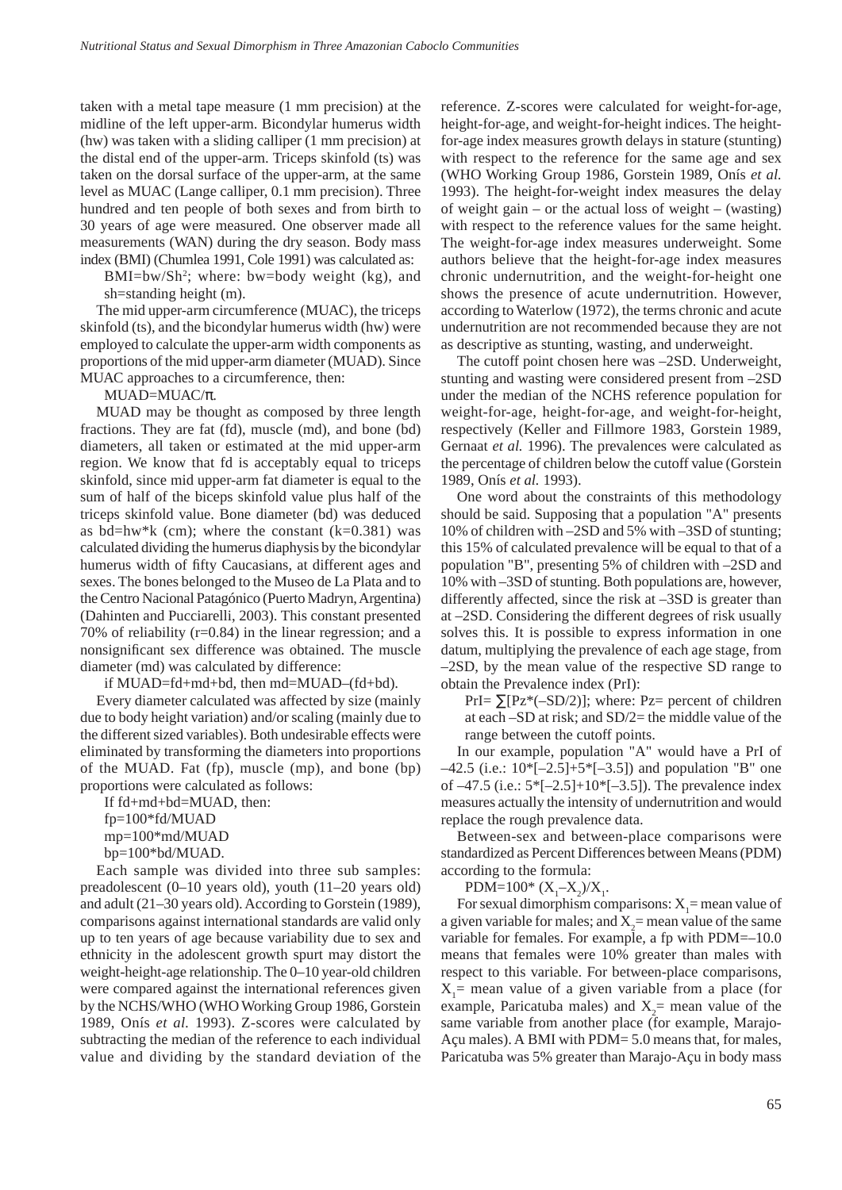taken with a metal tape measure (1 mm precision) at the midline of the left upper-arm. Bicondylar humerus width (hw) was taken with a sliding calliper (1 mm precision) at the distal end of the upper-arm. Triceps skinfold (ts) was taken on the dorsal surface of the upper-arm, at the same level as MUAC (Lange calliper, 0.1 mm precision). Three hundred and ten people of both sexes and from birth to 30 years of age were measured. One observer made all measurements (WAN) during the dry season. Body mass index (BMI) (Chumlea 1991, Cole 1991) was calculated as:

$BMI=bw/Sh^2$; where: bw=body weight (kg), and sh=standing height (m).

The mid upper-arm circumference (MUAC), the triceps skinfold (ts), and the bicondylar humerus width (hw) were employed to calculate the upper-arm width components as proportions of the mid upper-arm diameter (MUAD). Since MUAC approaches to a circumference, then:

$MUAD=MUAC/\pi$.

MUAD may be thought as composed by three length fractions. They are fat (fd), muscle (md), and bone (bd) diameters, all taken or estimated at the mid upper-arm region. We know that fd is acceptably equal to triceps skinfold, since mid upper-arm fat diameter is equal to the sum of half of the biceps skinfold value plus half of the triceps skinfold value. Bone diameter (bd) was deduced as bd=hw*k (cm); where the constant (k=0.381) was calculated dividing the humerus diaphysis by the bicondylar humerus width of fifty Caucasians, at different ages and sexes. The bones belonged to the Museo de La Plata and to the Centro Nacional Patagónico (Puerto Madryn, Argentina) (Dahinten and Pucciarelli, 2003). This constant presented 70% of reliability (r=0.84) in the linear regression; and a nonsignificant sex difference was obtained. The muscle diameter (md) was calculated by difference:

if MUAD=fd+md+bd, then md=MUAD–(fd+bd).

Every diameter calculated was affected by size (mainly due to body height variation) and/or scaling (mainly due to the different sized variables). Both undesirable effects were eliminated by transforming the diameters into proportions of the MUAD. Fat (fp), muscle (mp), and bone (bp) proportions were calculated as follows:

If fd+md+bd=MUAD, then:
fp=100*fd/MUAD
mp=100*md/MUAD
bp=100*bd/MUAD.

Each sample was divided into three sub samples: preadolescent (0–10 years old), youth (11–20 years old) and adult (21–30 years old). According to Gorstein (1989), comparisons against international standards are valid only up to ten years of age because variability due to sex and ethnicity in the adolescent growth spurt may distort the weight-height-age relationship. The 0–10 year-old children were compared against the international references given by the NCHS/WHO (WHO Working Group 1986, Gorstein 1989, Onís *et al.* 1993). Z-scores were calculated by subtracting the median of the reference to each individual value and dividing by the standard deviation of the reference. Z-scores were calculated for weight-for-age, height-for-age, and weight-for-height indices. The height-for-age index measures growth delays in stature (stunting) with respect to the reference for the same age and sex (WHO Working Group 1986, Gorstein 1989, Onís *et al.* 1993). The height-for-weight index measures the delay of weight gain – or the actual loss of weight – (wasting) with respect to the reference values for the same height. The weight-for-age index measures underweight. Some authors believe that the height-for-age index measures chronic undernutrition, and the weight-for-height one shows the presence of acute undernutrition. However, according to Waterlow (1972), the terms chronic and acute undernutrition are not recommended because they are not as descriptive as stunting, wasting, and underweight.

The cutoff point chosen here was –2SD. Underweight, stunting and wasting were considered present from –2SD under the median of the NCHS reference population for weight-for-age, height-for-age, and weight-for-height, respectively (Keller and Fillmore 1983, Gorstein 1989, Gernaat *et al.* 1996). The prevalences were calculated as the percentage of children below the cutoff value (Gorstein 1989, Onís *et al.* 1993).

One word about the constraints of this methodology should be said. Supposing that a population "A" presents 10% of children with –2SD and 5% with –3SD of stunting; this 15% of calculated prevalence will be equal to that of a population "B", presenting 5% of children with –2SD and 10% with –3SD of stunting. Both populations are, however, differently affected, since the risk at –3SD is greater than at –2SD. Considering the different degrees of risk usually solves this. It is possible to express information in one datum, multiplying the prevalence of each age stage, from –2SD, by the mean value of the respective SD range to obtain the Prevalence index (PrI):

PrI= ∑[Pz*(–SD/2)]; where: Pz= percent of children at each –SD at risk; and SD/2= the middle value of the range between the cutoff points.

In our example, population "A" would have a PrI of –42.5 (i.e.: 10*[–2.5]+5*[–3.5]) and population "B" one of –47.5 (i.e.: 5*[–2.5]+10*[–3.5]). The prevalence index measures actually the intensity of undernutrition and would replace the rough prevalence data.

Between-sex and between-place comparisons were standardized as Percent Differences between Means (PDM) according to the formula:

$PDM=100^* (X_1–X_2)/X_1$.

For sexual dimorphism comparisons: $X_1$= mean value of a given variable for males; and $X_2$= mean value of the same variable for females. For example, a fp with PDM=–10.0 means that females were 10% greater than males with respect to this variable. For between-place comparisons, $X_1$= mean value of a given variable from a place (for example, Paricatuba males) and $X_2$= mean value of the same variable from another place (for example, Marajo-Açu males). A BMI with PDM= 5.0 means that, for males, Paricatuba was 5% greater than Marajo-Açu in body mass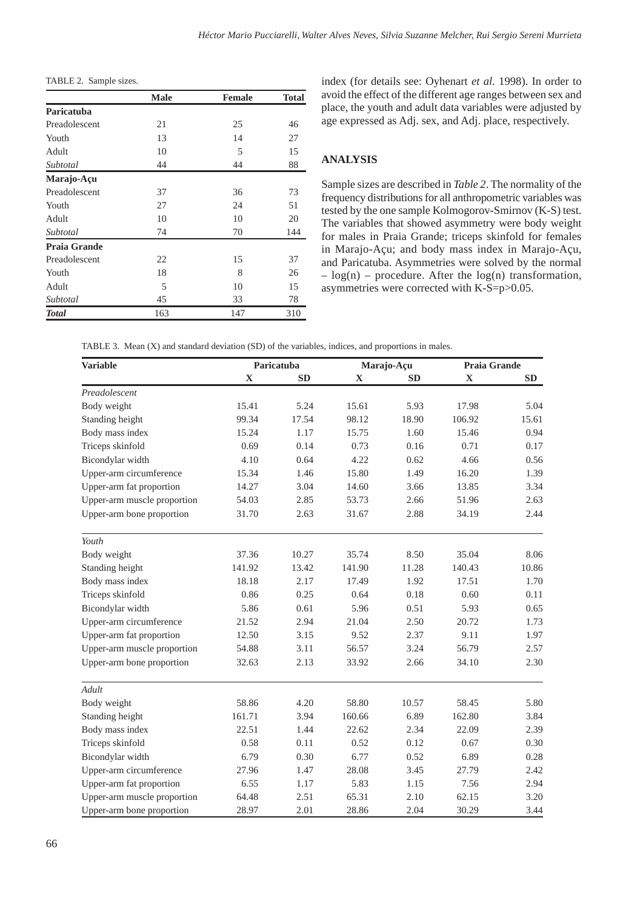TABLE 2. Sample sizes.

| | Male | Female | Total |
|---|---|---|---|
| **Paricatuba** | | | |
| Preadolescent | 21 | 25 | 46 |
| Youth | 13 | 14 | 27 |
| Adult | 10 | 5 | 15 |
| *Subtotal* | 44 | 44 | 88 |
| **Marajo-Açu** | | | |
| Preadolescent | 37 | 36 | 73 |
| Youth | 27 | 24 | 51 |
| Adult | 10 | 10 | 20 |
| *Subtotal* | 74 | 70 | 144 |
| **Praia Grande** | | | |
| Preadolescent | 22 | 15 | 37 |
| Youth | 18 | 8 | 26 |
| Adult | 5 | 10 | 15 |
| *Subtotal* | 45 | 33 | 78 |
| ***Total*** | 163 | 147 | 310 |

index (for details see: Oyhenart *et al.* 1998). In order to avoid the effect of the different age ranges between sex and place, the youth and adult data variables were adjusted by age expressed as Adj. sex, and Adj. place, respectively.

## ANALYSIS

Sample sizes are described in *Table 2*. The normality of the frequency distributions for all anthropometric variables was tested by the one sample Kolmogorov-Smirnov (K-S) test. The variables that showed asymmetry were body weight for males in Praia Grande; triceps skinfold for females in Marajo-Açu; and body mass index in Marajo-Açu, and Paricatuba. Asymmetries were solved by the normal – log(n) – procedure. After the log(n) transformation, asymmetries were corrected with K-S=p>0.05.

TABLE 3. Mean (X) and standard deviation (SD) of the variables, indices, and proportions in males.

| Variable | Paricatuba | | Marajo-Açu | | Praia Grande | |
|---|---|---|---|---|---|---|
| | X | SD | X | SD | X | SD |
| *Preadolescent* | | | | | | |
| Body weight | 15.41 | 5.24 | 15.61 | 5.93 | 17.98 | 5.04 |
| Standing height | 99.34 | 17.54 | 98.12 | 18.90 | 106.92 | 15.61 |
| Body mass index | 15.24 | 1.17 | 15.75 | 1.60 | 15.46 | 0.94 |
| Triceps skinfold | 0.69 | 0.14 | 0.73 | 0.16 | 0.71 | 0.17 |
| Bicondylar width | 4.10 | 0.64 | 4.22 | 0.62 | 4.66 | 0.56 |
| Upper-arm circumference | 15.34 | 1.46 | 15.80 | 1.49 | 16.20 | 1.39 |
| Upper-arm fat proportion | 14.27 | 3.04 | 14.60 | 3.66 | 13.85 | 3.34 |
| Upper-arm muscle proportion | 54.03 | 2.85 | 53.73 | 2.66 | 51.96 | 2.63 |
| Upper-arm bone proportion | 31.70 | 2.63 | 31.67 | 2.88 | 34.19 | 2.44 |
| *Youth* | | | | | | |
| Body weight | 37.36 | 10.27 | 35.74 | 8.50 | 35.04 | 8.06 |
| Standing height | 141.92 | 13.42 | 141.90 | 11.28 | 140.43 | 10.86 |
| Body mass index | 18.18 | 2.17 | 17.49 | 1.92 | 17.51 | 1.70 |
| Triceps skinfold | 0.86 | 0.25 | 0.64 | 0.18 | 0.60 | 0.11 |
| Bicondylar width | 5.86 | 0.61 | 5.96 | 0.51 | 5.93 | 0.65 |
| Upper-arm circumference | 21.52 | 2.94 | 21.04 | 2.50 | 20.72 | 1.73 |
| Upper-arm fat proportion | 12.50 | 3.15 | 9.52 | 2.37 | 9.11 | 1.97 |
| Upper-arm muscle proportion | 54.88 | 3.11 | 56.57 | 3.24 | 56.79 | 2.57 |
| Upper-arm bone proportion | 32.63 | 2.13 | 33.92 | 2.66 | 34.10 | 2.30 |
| *Adult* | | | | | | |
| Body weight | 58.86 | 4.20 | 58.80 | 10.57 | 58.45 | 5.80 |
| Standing height | 161.71 | 3.94 | 160.66 | 6.89 | 162.80 | 3.84 |
| Body mass index | 22.51 | 1.44 | 22.62 | 2.34 | 22.09 | 2.39 |
| Triceps skinfold | 0.58 | 0.11 | 0.52 | 0.12 | 0.67 | 0.30 |
| Bicondylar width | 6.79 | 0.30 | 6.77 | 0.52 | 6.89 | 0.28 |
| Upper-arm circumference | 27.96 | 1.47 | 28.08 | 3.45 | 27.79 | 2.42 |
| Upper-arm fat proportion | 6.55 | 1.17 | 5.83 | 1.15 | 7.56 | 2.94 |
| Upper-arm muscle proportion | 64.48 | 2.51 | 65.31 | 2.10 | 62.15 | 3.20 |
| Upper-arm bone proportion | 28.97 | 2.01 | 28.86 | 2.04 | 30.29 | 3.44 |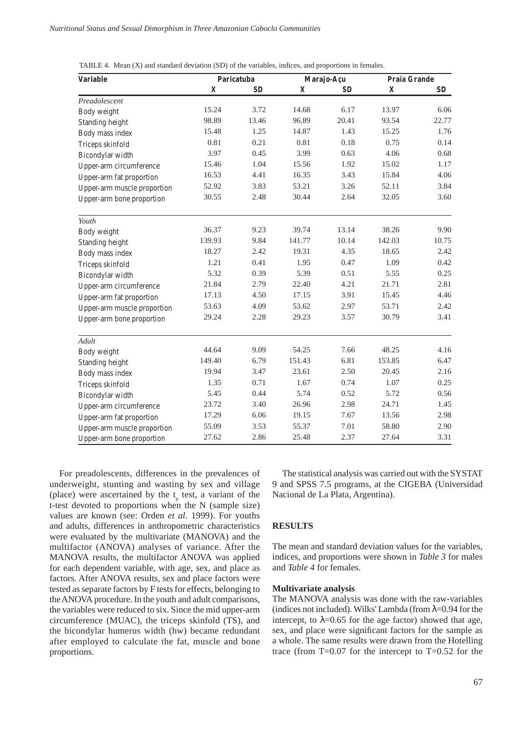TABLE 4. Mean (X) and standard deviation (SD) of the variables, indices, and proportions in females.

| Variable | Paricatuba | | Marajo-Açu | | Praia Grande | |
|---|---|---|---|---|---|---|
| | X | SD | X | SD | X | SD |
| *Preadolescent* | | | | | | |
| Body weight | 15.24 | 3.72 | 14.68 | 6.17 | 13.97 | 6.06 |
| Standing height | 98.89 | 13.46 | 96.89 | 20.41 | 93.54 | 22.77 |
| Body mass index | 15.48 | 1.25 | 14.87 | 1.43 | 15.25 | 1.76 |
| Triceps skinfold | 0.81 | 0.21 | 0.81 | 0.18 | 0.75 | 0.14 |
| Bicondylar width | 3.97 | 0.45 | 3.99 | 0.63 | 4.06 | 0.68 |
| Upper-arm circumference | 15.46 | 1.04 | 15.56 | 1.92 | 15.02 | 1.17 |
| Upper-arm fat proportion | 16.53 | 4.41 | 16.35 | 3.43 | 15.84 | 4.06 |
| Upper-arm muscle proportion | 52.92 | 3.83 | 53.21 | 3.26 | 52.11 | 3.84 |
| Upper-arm bone proportion | 30.55 | 2.48 | 30.44 | 2.64 | 32.05 | 3.60 |
| *Youth* | | | | | | |
| Body weight | 36.37 | 9.23 | 39.74 | 13.14 | 38.26 | 9.90 |
| Standing height | 139.93 | 9.84 | 141.77 | 10.14 | 142.03 | 10.75 |
| Body mass index | 18.27 | 2.42 | 19.31 | 4.35 | 18.65 | 2.42 |
| Triceps skinfold | 1.21 | 0.41 | 1.95 | 0.47 | 1.09 | 0.42 |
| Bicondylar width | 5.32 | 0.39 | 5.39 | 0.51 | 5.55 | 0.25 |
| Upper-arm circumference | 21.84 | 2.79 | 22.40 | 4.21 | 21.71 | 2.81 |
| Upper-arm fat proportion | 17.13 | 4.50 | 17.15 | 3.91 | 15.45 | 4.46 |
| Upper-arm muscle proportion | 53.63 | 4.09 | 53.62 | 2.97 | 53.71 | 2.42 |
| Upper-arm bone proportion | 29.24 | 2.28 | 29.23 | 3.57 | 30.79 | 3.41 |
| *Adult* | | | | | | |
| Body weight | 44.64 | 9.09 | 54.25 | 7.66 | 48.25 | 4.16 |
| Standing height | 149.40 | 6.79 | 151.43 | 6.81 | 153.85 | 6.47 |
| Body mass index | 19.94 | 3.47 | 23.61 | 2.50 | 20.45 | 2.16 |
| Triceps skinfold | 1.35 | 0.71 | 1.67 | 0.74 | 1.07 | 0.25 |
| Bicondylar width | 5.45 | 0.44 | 5.74 | 0.52 | 5.72 | 0.56 |
| Upper-arm circumference | 23.72 | 3.40 | 26.96 | 2.98 | 24.71 | 1.45 |
| Upper-arm fat proportion | 17.29 | 6.06 | 19.15 | 7.67 | 13.56 | 2.98 |
| Upper-arm muscle proportion | 55.09 | 3.53 | 55.37 | 7.01 | 58.80 | 2.90 |
| Upper-arm bone proportion | 27.62 | 2.86 | 25.48 | 2.37 | 27.64 | 3.31 |

For preadolescents, differences in the prevalences of underweight, stunting and wasting by sex and village (place) were ascertained by the $t_p$ test, a variant of the t-test devoted to proportions when the N (sample size) values are known (see: Orden *et al.* 1999). For youths and adults, differences in anthropometric characteristics were evaluated by the multivariate (MANOVA) and the multifactor (ANOVA) analyses of variance. After the MANOVA results, the multifactor ANOVA was applied for each dependent variable, with age, sex, and place as factors. After ANOVA results, sex and place factors were tested as separate factors by F tests for effects, belonging to the ANOVA procedure. In the youth and adult comparisons, the variables were reduced to six. Since the mid upper-arm circumference (MUAC), the triceps skinfold (TS), and the bicondylar humerus width (hw) became redundant after employed to calculate the fat, muscle and bone proportions.

The statistical analysis was carried out with the SYSTAT 9 and SPSS 7.5 programs, at the CIGEBA (Universidad Nacional de La Plata, Argentina).

## RESULTS

The mean and standard deviation values for the variables, indices, and proportions were shown in *Table 3* for males and *Table 4* for females.

### Multivariate analysis

The MANOVA analysis was done with the raw-variables (indices not included). Wilks' Lambda (from $\lambda$=0.94 for the intercept, to $\lambda$=0.65 for the age factor) showed that age, sex, and place were significant factors for the sample as a whole. The same results were drawn from the Hotelling trace (from T=0.07 for the intercept to T=0.52 for the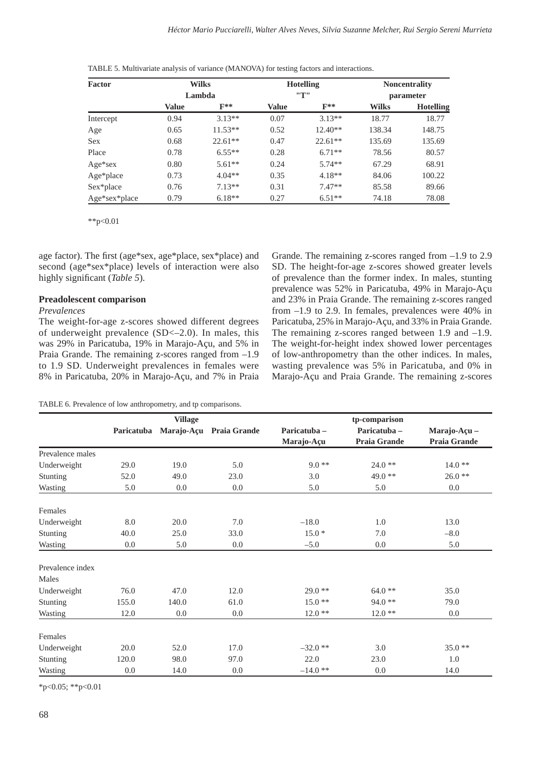TABLE 5. Multivariate analysis of variance (MANOVA) for testing factors and interactions.

| Factor | Wilks Lambda | | Hotelling "T" | | Noncentrality parameter | |
|---|---|---|---|---|---|---|
| | Value | F** | Value | F** | Wilks | Hotelling |
| Intercept | 0.94 | 3.13** | 0.07 | 3.13** | 18.77 | 18.77 |
| Age | 0.65 | 11.53** | 0.52 | 12.40** | 138.34 | 148.75 |
| Sex | 0.68 | 22.61** | 0.47 | 22.61** | 135.69 | 135.69 |
| Place | 0.78 | 6.55** | 0.28 | 6.71** | 78.56 | 80.57 |
| Age*sex | 0.80 | 5.61** | 0.24 | 5.74** | 67.29 | 68.91 |
| Age*place | 0.73 | 4.04** | 0.35 | 4.18** | 84.06 | 100.22 |
| Sex*place | 0.76 | 7.13** | 0.31 | 7.47** | 85.58 | 89.66 |
| Age*sex*place | 0.79 | 6.18** | 0.27 | 6.51** | 74.18 | 78.08 |

**p<0.01

age factor). The first (age*sex, age*place, sex*place) and second (age*sex*place) levels of interaction were also highly significant (*Table 5*).

### Preadolescent comparison

*Prevalences*

The weight-for-age z-scores showed different degrees of underweight prevalence (SD<–2.0). In males, this was 29% in Paricatuba, 19% in Marajo-Açu, and 5% in Praia Grande. The remaining z-scores ranged from –1.9 to 1.9 SD. Underweight prevalences in females were 8% in Paricatuba, 20% in Marajo-Açu, and 7% in Praia Grande. The remaining z-scores ranged from –1.9 to 2.9 SD. The height-for-age z-scores showed greater levels of prevalence than the former index. In males, stunting prevalence was 52% in Paricatuba, 49% in Marajo-Açu and 23% in Praia Grande. The remaining z-scores ranged from –1.9 to 2.9. In females, prevalences were 40% in Paricatuba, 25% in Marajo-Açu, and 33% in Praia Grande. The remaining z-scores ranged between 1.9 and –1.9. The weight-for-height index showed lower percentages of low-anthropometry than the other indices. In males, wasting prevalence was 5% in Paricatuba, and 0% in Marajo-Açu and Praia Grande. The remaining z-scores

TABLE 6. Prevalence of low anthropometry, and tp comparisons.

| | Village | | | tp-comparison | | |
|---|---|---|---|---|---|---|
| | Paricatuba | Marajo-Açu | Praia Grande | Paricatuba – Marajo-Açu | Paricatuba – Praia Grande | Marajo-Açu – Praia Grande |
| Prevalence males | | | | | | |
| Underweight | 29.0 | 19.0 | 5.0 | 9.0 ** | 24.0 ** | 14.0 ** |
| Stunting | 52.0 | 49.0 | 23.0 | 3.0 | 49.0 ** | 26.0 ** |
| Wasting | 5.0 | 0.0 | 0.0 | 5.0 | 5.0 | 0.0 |
| Females | | | | | | |
| Underweight | 8.0 | 20.0 | 7.0 | –18.0 | 1.0 | 13.0 |
| Stunting | 40.0 | 25.0 | 33.0 | 15.0 * | 7.0 | –8.0 |
| Wasting | 0.0 | 5.0 | 0.0 | –5.0 | 0.0 | 5.0 |
| Prevalence index | | | | | | |
| Males | | | | | | |
| Underweight | 76.0 | 47.0 | 12.0 | 29.0 ** | 64.0 ** | 35.0 |
| Stunting | 155.0 | 140.0 | 61.0 | 15.0 ** | 94.0 ** | 79.0 |
| Wasting | 12.0 | 0.0 | 0.0 | 12.0 ** | 12.0 ** | 0.0 |
| Females | | | | | | |
| Underweight | 20.0 | 52.0 | 17.0 | –32.0 ** | 3.0 | 35.0 ** |
| Stunting | 120.0 | 98.0 | 97.0 | 22.0 | 23.0 | 1.0 |
| Wasting | 0.0 | 14.0 | 0.0 | –14.0 ** | 0.0 | 14.0 |

*p<0.05; **p<0.01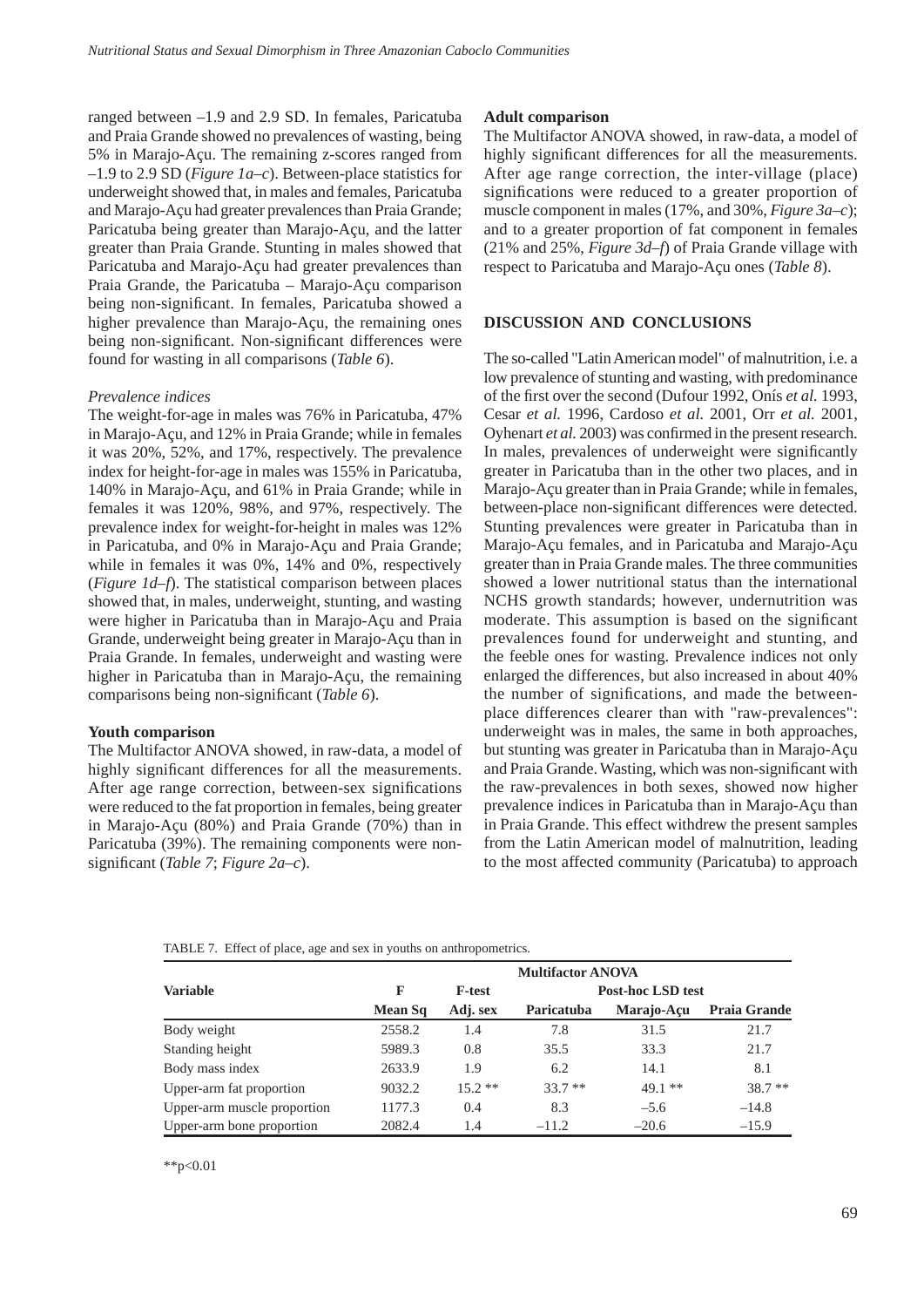ranged between –1.9 and 2.9 SD. In females, Paricatuba and Praia Grande showed no prevalences of wasting, being 5% in Marajo-Açu. The remaining z-scores ranged from –1.9 to 2.9 SD (*Figure 1a–c*). Between-place statistics for underweight showed that, in males and females, Paricatuba and Marajo-Açu had greater prevalences than Praia Grande; Paricatuba being greater than Marajo-Açu, and the latter greater than Praia Grande. Stunting in males showed that Paricatuba and Marajo-Açu had greater prevalences than Praia Grande, the Paricatuba – Marajo-Açu comparison being non-significant. In females, Paricatuba showed a higher prevalence than Marajo-Açu, the remaining ones being non-significant. Non-significant differences were found for wasting in all comparisons (*Table 6*).

*Prevalence indices*

The weight-for-age in males was 76% in Paricatuba, 47% in Marajo-Açu, and 12% in Praia Grande; while in females it was 20%, 52%, and 17%, respectively. The prevalence index for height-for-age in males was 155% in Paricatuba, 140% in Marajo-Açu, and 61% in Praia Grande; while in females it was 120%, 98%, and 97%, respectively. The prevalence index for weight-for-height in males was 12% in Paricatuba, and 0% in Marajo-Açu and Praia Grande; while in females it was 0%, 14% and 0%, respectively (*Figure 1d–f*). The statistical comparison between places showed that, in males, underweight, stunting, and wasting were higher in Paricatuba than in Marajo-Açu and Praia Grande, underweight being greater in Marajo-Açu than in Praia Grande. In females, underweight and wasting were higher in Paricatuba than in Marajo-Açu, the remaining comparisons being non-significant (*Table 6*).

**Youth comparison**

The Multifactor ANOVA showed, in raw-data, a model of highly significant differences for all the measurements. After age range correction, between-sex significations were reduced to the fat proportion in females, being greater in Marajo-Açu (80%) and Praia Grande (70%) than in Paricatuba (39%). The remaining components were non-significant (*Table 7*; *Figure 2a–c*).

**Adult comparison**

The Multifactor ANOVA showed, in raw-data, a model of highly significant differences for all the measurements. After age range correction, the inter-village (place) significations were reduced to a greater proportion of muscle component in males (17%, and 30%, *Figure 3a–c*); and to a greater proportion of fat component in females (21% and 25%, *Figure 3d–f*) of Praia Grande village with respect to Paricatuba and Marajo-Açu ones (*Table 8*).

## DISCUSSION AND CONCLUSIONS

The so-called "Latin American model" of malnutrition, i.e. a low prevalence of stunting and wasting, with predominance of the first over the second (Dufour 1992, Onís *et al.* 1993, Cesar *et al.* 1996, Cardoso *et al.* 2001, Orr *et al.* 2001, Oyhenart *et al.* 2003) was confirmed in the present research. In males, prevalences of underweight were significantly greater in Paricatuba than in the other two places, and in Marajo-Açu greater than in Praia Grande; while in females, between-place non-significant differences were detected. Stunting prevalences were greater in Paricatuba than in Marajo-Açu females, and in Paricatuba and Marajo-Açu greater than in Praia Grande males. The three communities showed a lower nutritional status than the international NCHS growth standards; however, undernutrition was moderate. This assumption is based on the significant prevalences found for underweight and stunting, and the feeble ones for wasting. Prevalence indices not only enlarged the differences, but also increased in about 40% the number of significations, and made the between-place differences clearer than with "raw-prevalences": underweight was in males, the same in both approaches, but stunting was greater in Paricatuba than in Marajo-Açu and Praia Grande. Wasting, which was non-significant with the raw-prevalences in both sexes, showed now higher prevalence indices in Paricatuba than in Marajo-Açu than in Praia Grande. This effect withdrew the present samples from the Latin American model of malnutrition, leading to the most affected community (Paricatuba) to approach

TABLE 7. Effect of place, age and sex in youths on anthropometrics.

| Variable | Multifactor ANOVA | | | | |
|---|---|---|---|---|---|
| | F | F-test | Post-hoc LSD test | | |
| | Mean Sq | Adj. sex | Paricatuba | Marajo-Açu | Praia Grande |
| Body weight | 2558.2 | 1.4 | 7.8 | 31.5 | 21.7 |
| Standing height | 5989.3 | 0.8 | 35.5 | 33.3 | 21.7 |
| Body mass index | 2633.9 | 1.9 | 6.2 | 14.1 | 8.1 |
| Upper-arm fat proportion | 9032.2 | 15.2 ** | 33.7 ** | 49.1 ** | 38.7 ** |
| Upper-arm muscle proportion | 1177.3 | 0.4 | 8.3 | –5.6 | –14.8 |
| Upper-arm bone proportion | 2082.4 | 1.4 | –11.2 | –20.6 | –15.9 |

**p<0.01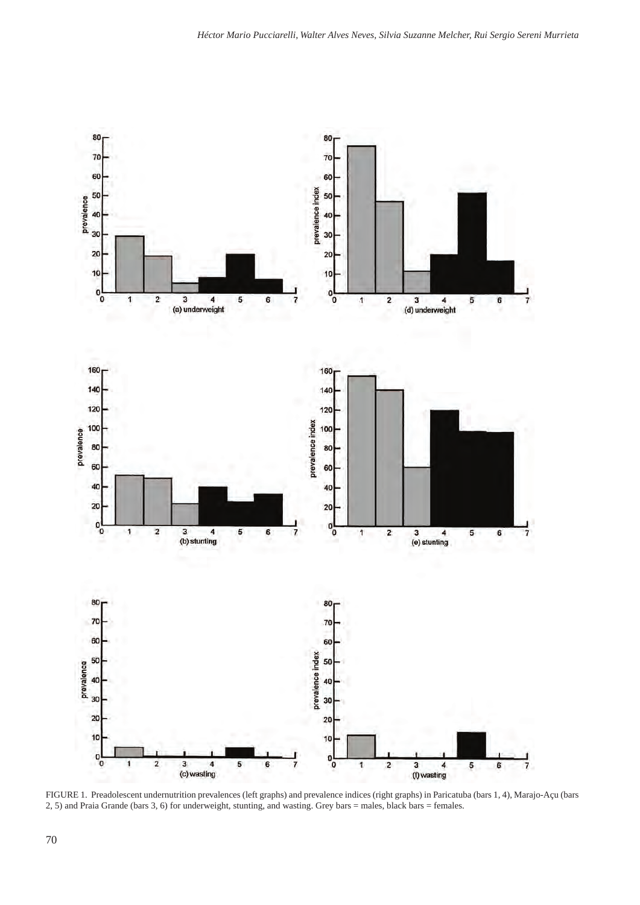FIGURE 1. Preadolescent undernutrition prevalences (left graphs) and prevalence indices (right graphs) in Paricatuba (bars 1, 4), Marajo-Açu (bars 2, 5) and Praia Grande (bars 3, 6) for underweight, stunting, and wasting. Grey bars = males, black bars = females.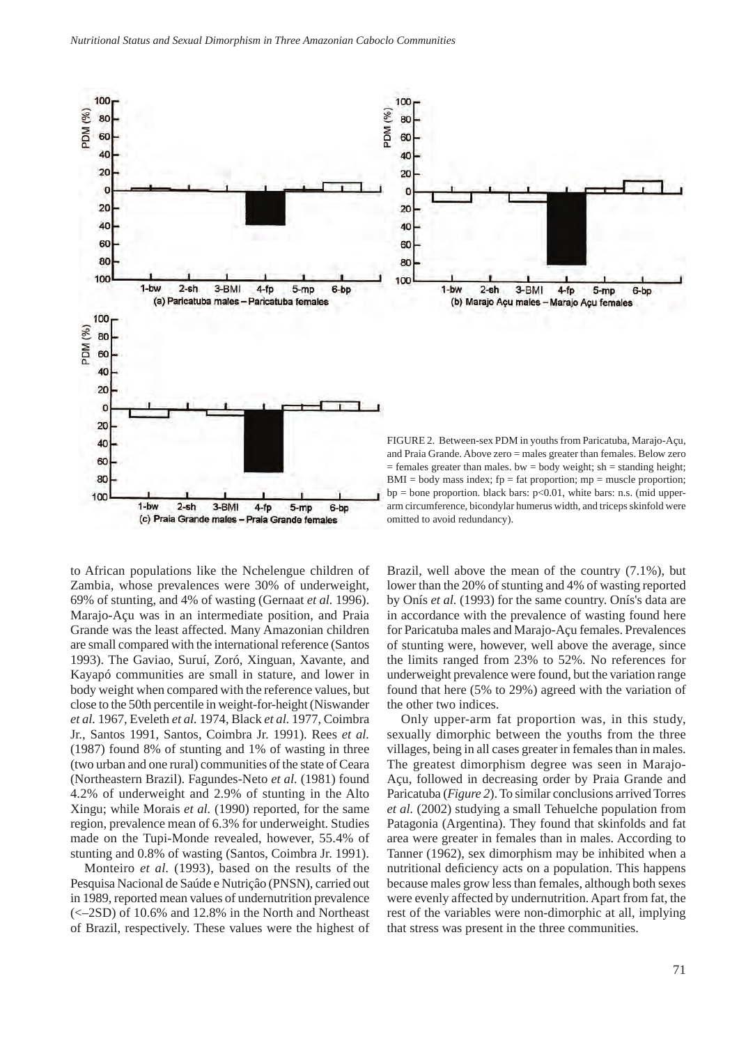FIGURE 2. Between-sex PDM in youths from Paricatuba, Marajo-Açu, and Praia Grande. Above zero = males greater than females. Below zero = females greater than males. bw = body weight; sh = standing height; BMI = body mass index; fp = fat proportion; mp = muscle proportion; bp = bone proportion. black bars: p<0.01, white bars: n.s. (mid upper-arm circumference, bicondylar humerus width, and triceps skinfold were omitted to avoid redundancy).

to African populations like the Nchelengue children of Zambia, whose prevalences were 30% of underweight, 69% of stunting, and 4% of wasting (Gernaat *et al.* 1996). Marajo-Açu was in an intermediate position, and Praia Grande was the least affected. Many Amazonian children are small compared with the international reference (Santos 1993). The Gaviao, Suruí, Zoró, Xinguan, Xavante, and Kayapó communities are small in stature, and lower in body weight when compared with the reference values, but close to the 50th percentile in weight-for-height (Niswander *et al.* 1967, Eveleth *et al.* 1974, Black *et al.* 1977, Coimbra Jr., Santos 1991, Santos, Coimbra Jr. 1991). Rees *et al.* (1987) found 8% of stunting and 1% of wasting in three (two urban and one rural) communities of the state of Ceara (Northeastern Brazil). Fagundes-Neto *et al.* (1981) found 4.2% of underweight and 2.9% of stunting in the Alto Xingu; while Morais *et al.* (1990) reported, for the same region, prevalence mean of 6.3% for underweight. Studies made on the Tupi-Monde revealed, however, 55.4% of stunting and 0.8% of wasting (Santos, Coimbra Jr. 1991).

Monteiro *et al.* (1993), based on the results of the Pesquisa Nacional de Saúde e Nutriçâo (PNSN), carried out in 1989, reported mean values of undernutrition prevalence (<–2SD) of 10.6% and 12.8% in the North and Northeast of Brazil, respectively. These values were the highest of Brazil, well above the mean of the country (7.1%), but lower than the 20% of stunting and 4% of wasting reported by Onís *et al.* (1993) for the same country. Onís's data are in accordance with the prevalence of wasting found here for Paricatuba males and Marajo-Açu females. Prevalences of stunting were, however, well above the average, since the limits ranged from 23% to 52%. No references for underweight prevalence were found, but the variation range found that here (5% to 29%) agreed with the variation of the other two indices.

Only upper-arm fat proportion was, in this study, sexually dimorphic between the youths from the three villages, being in all cases greater in females than in males. The greatest dimorphism degree was seen in Marajo-Açu, followed in decreasing order by Praia Grande and Paricatuba (*Figure 2*). To similar conclusions arrived Torres *et al.* (2002) studying a small Tehuelche population from Patagonia (Argentina). They found that skinfolds and fat area were greater in females than in males. According to Tanner (1962), sex dimorphism may be inhibited when a nutritional deficiency acts on a population. This happens because males grow less than females, although both sexes were evenly affected by undernutrition. Apart from fat, the rest of the variables were non-dimorphic at all, implying that stress was present in the three communities.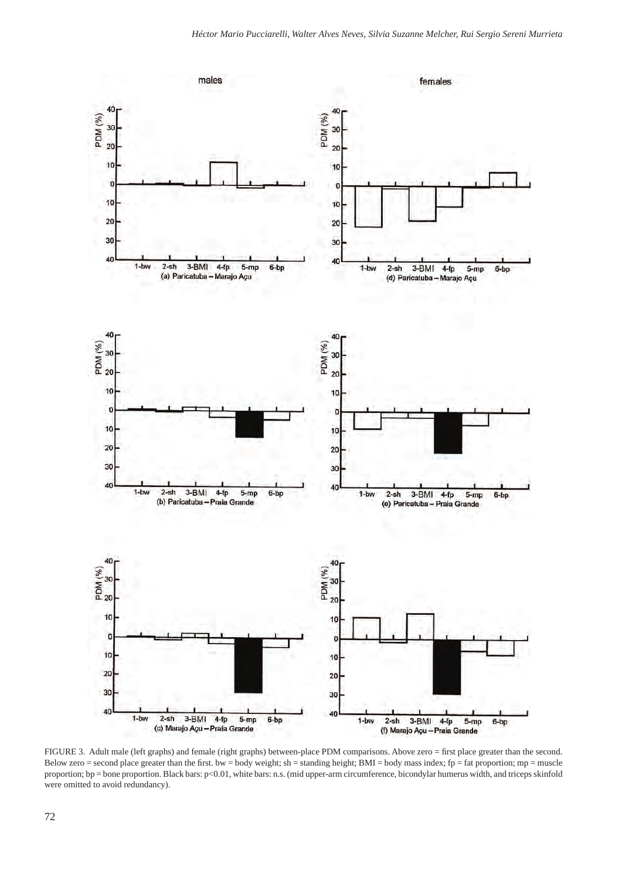FIGURE 3. Adult male (left graphs) and female (right graphs) between-place PDM comparisons. Above zero = first place greater than the second. Below zero = second place greater than the first. bw = body weight; sh = standing height; BMI = body mass index; fp = fat proportion; mp = muscle proportion; bp = bone proportion. Black bars: p<0.01, white bars: n.s. (mid upper-arm circumference, bicondylar humerus width, and triceps skinfold were omitted to avoid redundancy).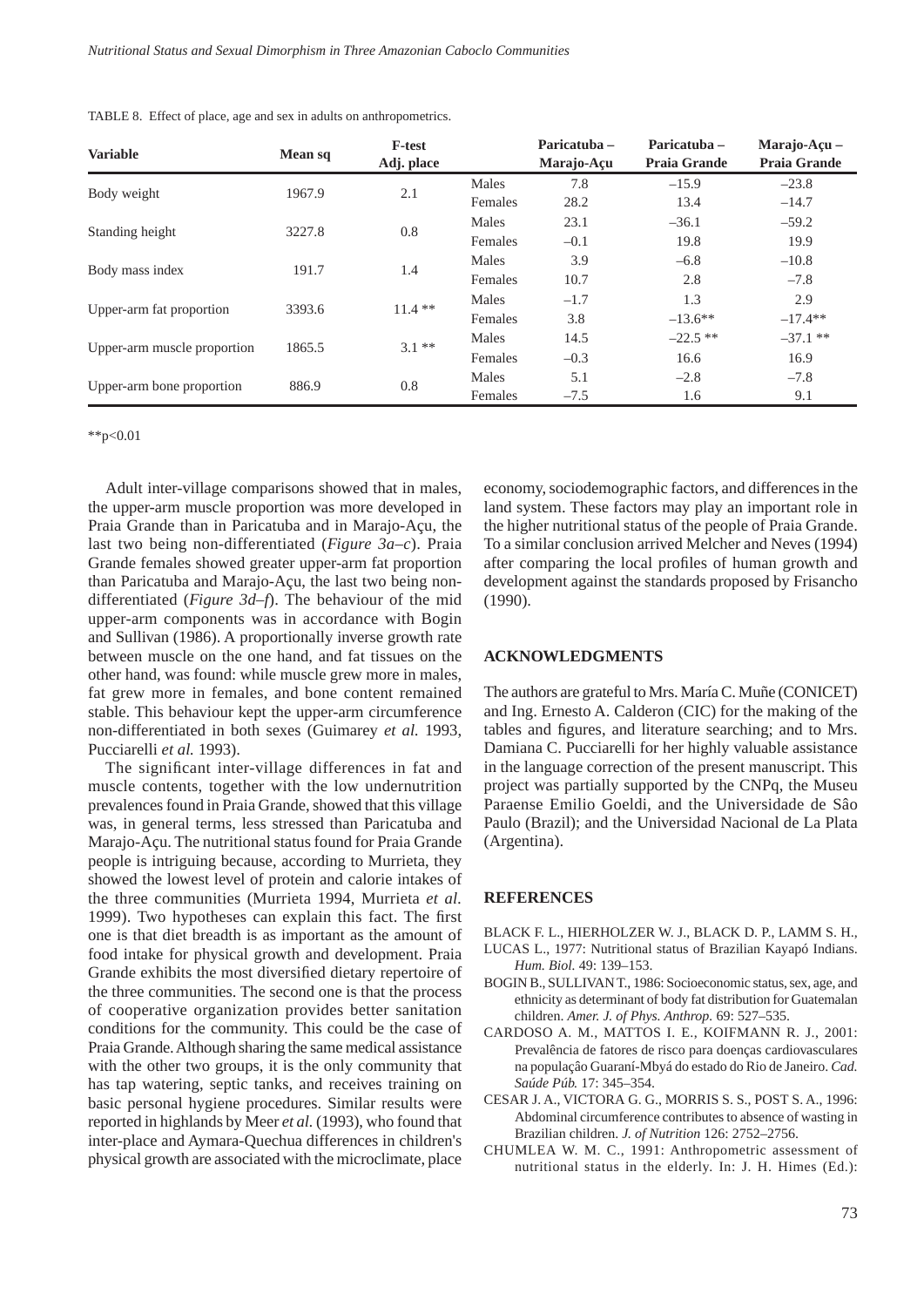TABLE 8. Effect of place, age and sex in adults on anthropometrics.

| Variable | Mean sq | F-test Adj. place | | Paricatuba – Marajo-Açu | Paricatuba – Praia Grande | Marajo-Açu – Praia Grande |
|---|---|---|---|---|---|---|
| Body weight | 1967.9 | 2.1 | Males | 7.8 | –15.9 | –23.8 |
| | | | Females | 28.2 | 13.4 | –14.7 |
| Standing height | 3227.8 | 0.8 | Males | 23.1 | –36.1 | –59.2 |
| | | | Females | –0.1 | 19.8 | 19.9 |
| Body mass index | 191.7 | 1.4 | Males | 3.9 | –6.8 | –10.8 |
| | | | Females | 10.7 | 2.8 | –7.8 |
| Upper-arm fat proportion | 3393.6 | 11.4 ** | Males | –1.7 | 1.3 | 2.9 |
| | | | Females | 3.8 | –13.6** | –17.4** |
| Upper-arm muscle proportion | 1865.5 | 3.1 ** | Males | 14.5 | –22.5 ** | –37.1 ** |
| | | | Females | –0.3 | 16.6 | 16.9 |
| Upper-arm bone proportion | 886.9 | 0.8 | Males | 5.1 | –2.8 | –7.8 |
| | | | Females | –7.5 | 1.6 | 9.1 |

**$p<0.01$

Adult inter-village comparisons showed that in males, the upper-arm muscle proportion was more developed in Praia Grande than in Paricatuba and in Marajo-Açu, the last two being non-differentiated (*Figure 3a–c*). Praia Grande females showed greater upper-arm fat proportion than Paricatuba and Marajo-Açu, the last two being non-differentiated (*Figure 3d–f*). The behaviour of the mid upper-arm components was in accordance with Bogin and Sullivan (1986). A proportionally inverse growth rate between muscle on the one hand, and fat tissues on the other hand, was found: while muscle grew more in males, fat grew more in females, and bone content remained stable. This behaviour kept the upper-arm circumference non-differentiated in both sexes (Guimarey *et al.* 1993, Pucciarelli *et al.* 1993).

The significant inter-village differences in fat and muscle contents, together with the low undernutrition prevalences found in Praia Grande, showed that this village was, in general terms, less stressed than Paricatuba and Marajo-Açu. The nutritional status found for Praia Grande people is intriguing because, according to Murrieta, they showed the lowest level of protein and calorie intakes of the three communities (Murrieta 1994, Murrieta *et al.* 1999). Two hypotheses can explain this fact. The first one is that diet breadth is as important as the amount of food intake for physical growth and development. Praia Grande exhibits the most diversified dietary repertoire of the three communities. The second one is that the process of cooperative organization provides better sanitation conditions for the community. This could be the case of Praia Grande. Although sharing the same medical assistance with the other two groups, it is the only community that has tap watering, septic tanks, and receives training on basic personal hygiene procedures. Similar results were reported in highlands by Meer *et al.* (1993), who found that inter-place and Aymara-Quechua differences in children's physical growth are associated with the microclimate, place economy, sociodemographic factors, and differences in the land system. These factors may play an important role in the higher nutritional status of the people of Praia Grande. To a similar conclusion arrived Melcher and Neves (1994) after comparing the local profiles of human growth and development against the standards proposed by Frisancho (1990).

## ACKNOWLEDGMENTS

The authors are grateful to Mrs. María C. Muñe (CONICET) and Ing. Ernesto A. Calderon (CIC) for the making of the tables and figures, and literature searching; and to Mrs. Damiana C. Pucciarelli for her highly valuable assistance in the language correction of the present manuscript. This project was partially supported by the CNPq, the Museu Paraense Emilio Goeldi, and the Universidade de Sâo Paulo (Brazil); and the Universidad Nacional de La Plata (Argentina).

## REFERENCES

BLACK F. L., HIERHOLZER W. J., BLACK D. P., LAMM S. H., LUCAS L., 1977: Nutritional status of Brazilian Kayapó Indians. *Hum. Biol.* 49: 139–153.

BOGIN B., SULLIVAN T., 1986: Socioeconomic status, sex, age, and ethnicity as determinant of body fat distribution for Guatemalan children. *Amer. J. of Phys. Anthrop.* 69: 527–535.

CARDOSO A. M., MATTOS I. E., KOIFMANN R. J., 2001: Prevalência de fatores de risco para doenças cardiovasculares na população Guaraní-Mbyá do estado do Rio de Janeiro. *Cad. Saúde Púb.* 17: 345–354.

CESAR J. A., VICTORA G. G., MORRIS S. S., POST S. A., 1996: Abdominal circumference contributes to absence of wasting in Brazilian children. *J. of Nutrition* 126: 2752–2756.

CHUMLEA W. M. C., 1991: Anthropometric assessment of nutritional status in the elderly. In: J. H. Himes (Ed.):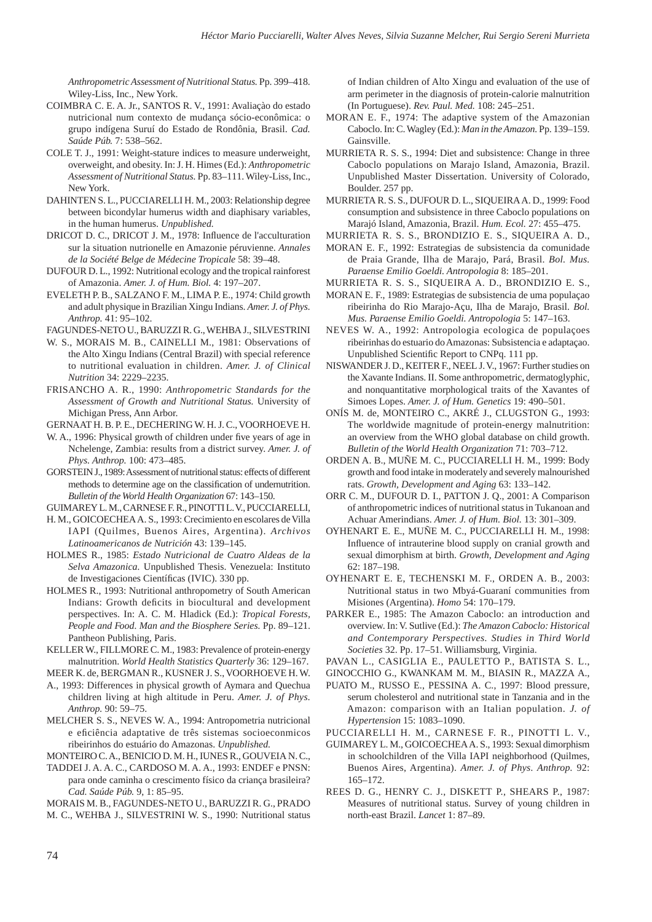*Anthropometric Assessment of Nutritional Status.* Pp. 399–418. Wiley-Liss, Inc., New York.

COIMBRA C. E. A. Jr., SANTOS R. V., 1991: Avaliaçào do estado nutricional num contexto de mudança sócio-econômica: o grupo indígena Suruí do Estado de Rondônia, Brasil. *Cad. Saúde Púb.* 7: 538–562.

COLE T. J., 1991: Weight-stature indices to measure underweight, overweight, and obesity. In: J. H. Himes (Ed.): *Anthropometric Assessment of Nutritional Status.* Pp. 83–111. Wiley-Liss, Inc., New York.

DAHINTEN S. L., PUCCIARELLI H. M., 2003: Relationship degree between bicondylar humerus width and diaphisary variables, in the human humerus. *Unpublished.*

DRICOT D. C., DRICOT J. M., 1978: Influence de l'acculturation sur la situation nutrionelle en Amazonie péruvienne. *Annales de la Société Belge de Médecine Tropicale* 58: 39–48.

DUFOUR D. L., 1992: Nutritional ecology and the tropical rainforest of Amazonia. *Amer. J. of Hum. Biol.* 4: 197–207.

EVELETH P. B., SALZANO F. M., LIMA P. E., 1974: Child growth and adult physique in Brazilian Xingu Indians. *Amer. J. of Phys. Anthrop.* 41: 95–102.

FAGUNDES-NETO U., BARUZZI R. G., WEHBA J., SILVESTRINI W. S., MORAIS M. B., CAINELLI M., 1981: Observations of the Alto Xingu Indians (Central Brazil) with special reference to nutritional evaluation in children. *Amer. J. of Clinical Nutrition* 34: 2229–2235.

FRISANCHO A. R., 1990: *Anthropometric Standards for the Assessment of Growth and Nutritional Status.* University of Michigan Press, Ann Arbor.

GERNAAT H. B. P. E., DECHERING W. H. J. C., VOORHOEVE H. W. A., 1996: Physical growth of children under five years of age in Nchelenge, Zambia: results from a district survey. *Amer. J. of Phys. Anthrop.* 100: 473–485.

GORSTEIN J., 1989: Assessment of nutritional status: effects of different methods to determine age on the classification of undernutrition. *Bulletin of the World Health Organization* 67: 143–150.

GUIMAREY L. M., CARNESE F. R., PINOTTI L. V., PUCCIARELLI, H. M., GOICOECHEA A. S., 1993: Crecimiento en escolares de Villa IAPI (Quilmes, Buenos Aires, Argentina). *Archivos Latinoamericanos de Nutrición* 43: 139–145.

HOLMES R., 1985: *Estado Nutricional de Cuatro Aldeas de la Selva Amazonica.* Unpublished Thesis. Venezuela: Instituto de Investigaciones Científicas (IVIC). 330 pp.

HOLMES R., 1993: Nutritional anthropometry of South American Indians: Growth deficits in biocultural and development perspectives. In: A. C. M. Hladick (Ed.): *Tropical Forests, People and Food. Man and the Biosphere Series.* Pp. 89–121. Pantheon Publishing, Paris.

KELLER W., FILLMORE C. M., 1983: Prevalence of protein-energy malnutrition. *World Health Statistics Quarterly* 36: 129–167.

MEER K. de, BERGMAN R., KUSNER J. S., VOORHOEVE H. W. A., 1993: Differences in physical growth of Aymara and Quechua children living at high altitude in Peru. *Amer. J. of Phys. Anthrop.* 90: 59–75.

MELCHER S. S., NEVES W. A., 1994: Antropometria nutricional e eficiência adaptative de três sistemas socioeconmicos ribeirinhos do estuário do Amazonas. *Unpublished.*

MONTEIRO C. A., BENICIO D. M. H., IUNES R., GOUVEIA N. C., TADDEI J. A. A. C., CARDOSO M. A. A., 1993: ENDEF e PNSN: para onde caminha o crescimento físico da criança brasileira? *Cad. Saúde Púb.* 9, 1: 85–95.

MORAIS M. B., FAGUNDES-NETO U., BARUZZI R. G., PRADO M. C., WEHBA J., SILVESTRINI W. S., 1990: Nutritional status of Indian children of Alto Xingu and evaluation of the use of arm perimeter in the diagnosis of protein-calorie malnutrition (In Portuguese). *Rev. Paul. Med.* 108: 245–251.

MORAN E. F., 1974: The adaptive system of the Amazonian Caboclo. In: C. Wagley (Ed.): *Man in the Amazon.* Pp. 139–159. Gainsville.

MURRIETA R. S. S., 1994: Diet and subsistence: Change in three Caboclo populations on Marajo Island, Amazonia, Brazil. Unpublished Master Dissertation. University of Colorado, Boulder. 257 pp.

MURRIETA R. S. S., DUFOUR D. L., SIQUEIRA A. D., 1999: Food consumption and subsistence in three Caboclo populations on Marajó Island, Amazonia, Brazil. *Hum. Ecol.* 27: 455–475.

MURRIETA R. S. S., BRONDIZIO E. S., SIQUEIRA A. D., MORAN E. F., 1992: Estrategias de subsistencia da comunidade de Praia Grande, Ilha de Marajo, Pará, Brasil. *Bol. Mus. Paraense Emilio Goeldi. Antropologia* 8: 185–201.

MURRIETA R. S. S., SIQUEIRA A. D., BRONDIZIO E. S., MORAN E. F., 1989: Estrategias de subsistencia de uma populaçao ribeirinha do Rio Marajo-Açu, Ilha de Marajo, Brasil. *Bol. Mus. Paraense Emilio Goeldi. Antropologia* 5: 147–163.

NEVES W. A., 1992: Antropologia ecologica de populaçoes ribeirinhas do estuario do Amazonas: Subsistencia e adaptaçao. Unpublished Scientific Report to CNPq. 111 pp.

NISWANDER J. D., KEITER F., NEEL J. V., 1967: Further studies on the Xavante Indians. II. Some anthropometric, dermatoglyphic, and nonquantitative morphological traits of the Xavantes of Simoes Lopes. *Amer. J. of Hum. Genetics* 19: 490–501.

ONÍS M. de, MONTEIRO C., AKRÉ J., CLUGSTON G., 1993: The worldwide magnitude of protein-energy malnutrition: an overview from the WHO global database on child growth. *Bulletin of the World Health Organization* 71: 703–712.

ORDEN A. B., MUÑE M. C., PUCCIARELLI H. M., 1999: Body growth and food intake in moderately and severely malnourished rats. *Growth, Development and Aging* 63: 133–142.

ORR C. M., DUFOUR D. I., PATTON J. Q., 2001: A Comparison of anthropometric indices of nutritional status in Tukanoan and Achuar Amerindians. *Amer. J. of Hum. Biol.* 13: 301–309.

OYHENART E. E., MUÑE M. C., PUCCIARELLI H. M., 1998: Influence of intrauterine blood supply on cranial growth and sexual dimorphism at birth. *Growth, Development and Aging* 62: 187–198.

OYHENART E. E, TECHENSKI M. F., ORDEN A. B., 2003: Nutritional status in two Mbyá-Guaraní communities from Misiones (Argentina). *Homo* 54: 170–179.

PARKER E., 1985: The Amazon Caboclo: an introduction and overview. In: V. Sutlive (Ed.): *The Amazon Caboclo: Historical and Contemporary Perspectives. Studies in Third World Societies* 32. Pp. 17–51. Williamsburg, Virginia.

PAVAN L., CASIGLIA E., PAULETTO P., BATISTA S. L., GINOCCHIO G., KWANKAM M. M., BIASIN R., MAZZA A., PUATO M., RUSSO E., PESSINA A. C., 1997: Blood pressure, serum cholesterol and nutritional state in Tanzania and in the Amazon: comparison with an Italian population. *J. of Hypertension* 15: 1083–1090.

PUCCIARELLI H. M., CARNESE F. R., PINOTTI L. V., GUIMAREY L. M., GOICOECHEA A. S., 1993: Sexual dimorphism in schoolchildren of the Villa IAPI neighborhood (Quilmes, Buenos Aires, Argentina). *Amer. J. of Phys. Anthrop.* 92: 165–172.

REES D. G., HENRY C. J., DISKETT P., SHEARS P., 1987: Measures of nutritional status. Survey of young children in north-east Brazil. *Lancet* 1: 87–89.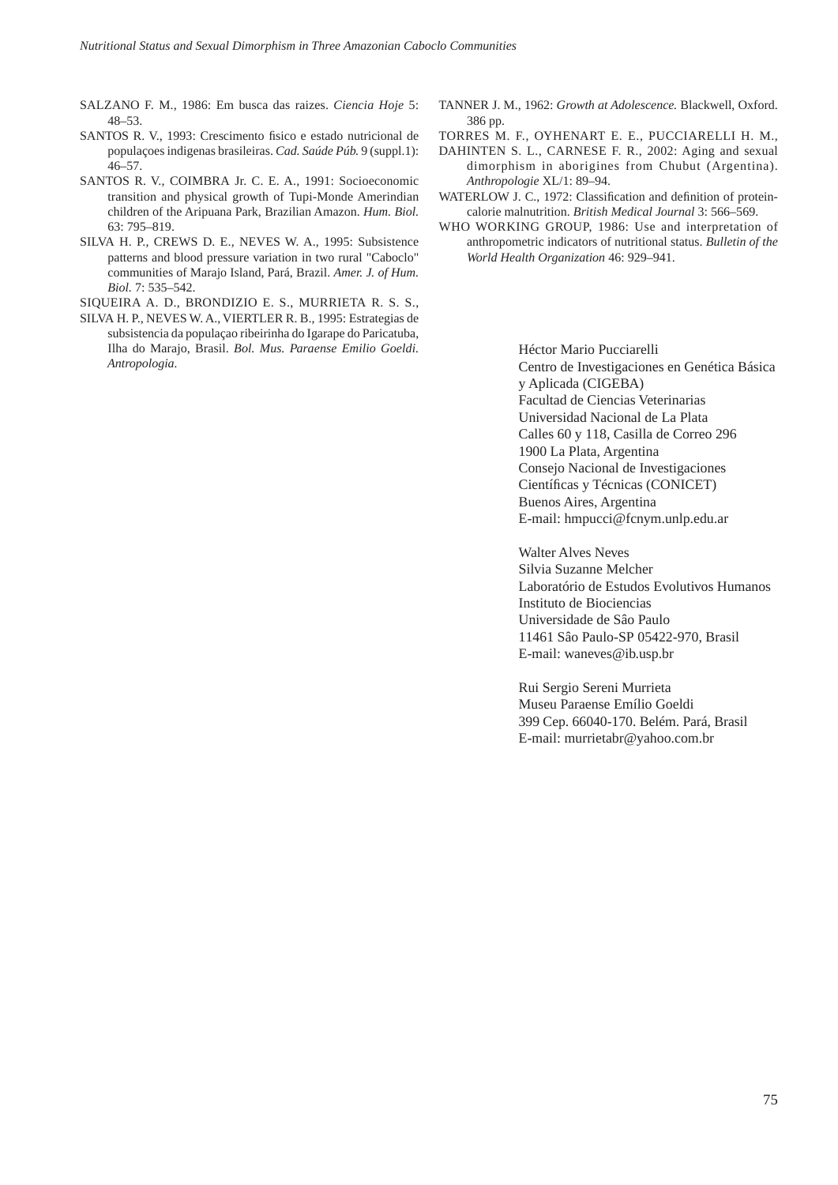SALZANO F. M., 1986: Em busca das raizes. *Ciencia Hoje* 5: 48–53.

SANTOS R. V., 1993: Crescimento fisico e estado nutricional de populaçoes indigenas brasileiras. *Cad. Saúde Púb.* 9 (suppl.1): 46–57.

SANTOS R. V., COIMBRA Jr. C. E. A., 1991: Socioeconomic transition and physical growth of Tupi-Monde Amerindian children of the Aripuana Park, Brazilian Amazon. *Hum. Biol.* 63: 795–819.

SILVA H. P., CREWS D. E., NEVES W. A., 1995: Subsistence patterns and blood pressure variation in two rural "Caboclo" communities of Marajo Island, Pará, Brazil. *Amer. J. of Hum. Biol.* 7: 535–542.

SIQUEIRA A. D., BRONDIZIO E. S., MURRIETA R. S. S., SILVA H. P., NEVES W. A., VIERTLER R. B., 1995: Estrategias de subsistencia da populaçao ribeirinha do Igarape do Paricatuba, Ilha do Marajo, Brasil. *Bol. Mus. Paraense Emilio Goeldi. Antropologia.*

TANNER J. M., 1962: *Growth at Adolescence.* Blackwell, Oxford. 386 pp.

TORRES M. F., OYHENART E. E., PUCCIARELLI H. M., DAHINTEN S. L., CARNESE F. R., 2002: Aging and sexual dimorphism in aborigines from Chubut (Argentina). *Anthropologie* XL/1: 89–94.

WATERLOW J. C., 1972: Classification and definition of protein-calorie malnutrition. *British Medical Journal* 3: 566–569.

WHO WORKING GROUP, 1986: Use and interpretation of anthropometric indicators of nutritional status. *Bulletin of the World Health Organization* 46: 929–941.

Héctor Mario Pucciarelli
Centro de Investigaciones en Genética Básica y Aplicada (CIGEBA)
Facultad de Ciencias Veterinarias
Universidad Nacional de La Plata
Calles 60 y 118, Casilla de Correo 296
1900 La Plata, Argentina
Consejo Nacional de Investigaciones Científicas y Técnicas (CONICET)
Buenos Aires, Argentina
E-mail: hmpucci@fcnym.unlp.edu.ar

Walter Alves Neves
Silvia Suzanne Melcher
Laboratório de Estudos Evolutivos Humanos
Instituto de Biociencias
Universidade de Sâo Paulo
11461 Sâo Paulo-SP 05422-970, Brasil
E-mail: waneves@ib.usp.br

Rui Sergio Sereni Murrieta
Museu Paraense Emílio Goeldi
399 Cep. 66040-170. Belém. Pará, Brasil
E-mail: murrietabr@yahoo.com.br